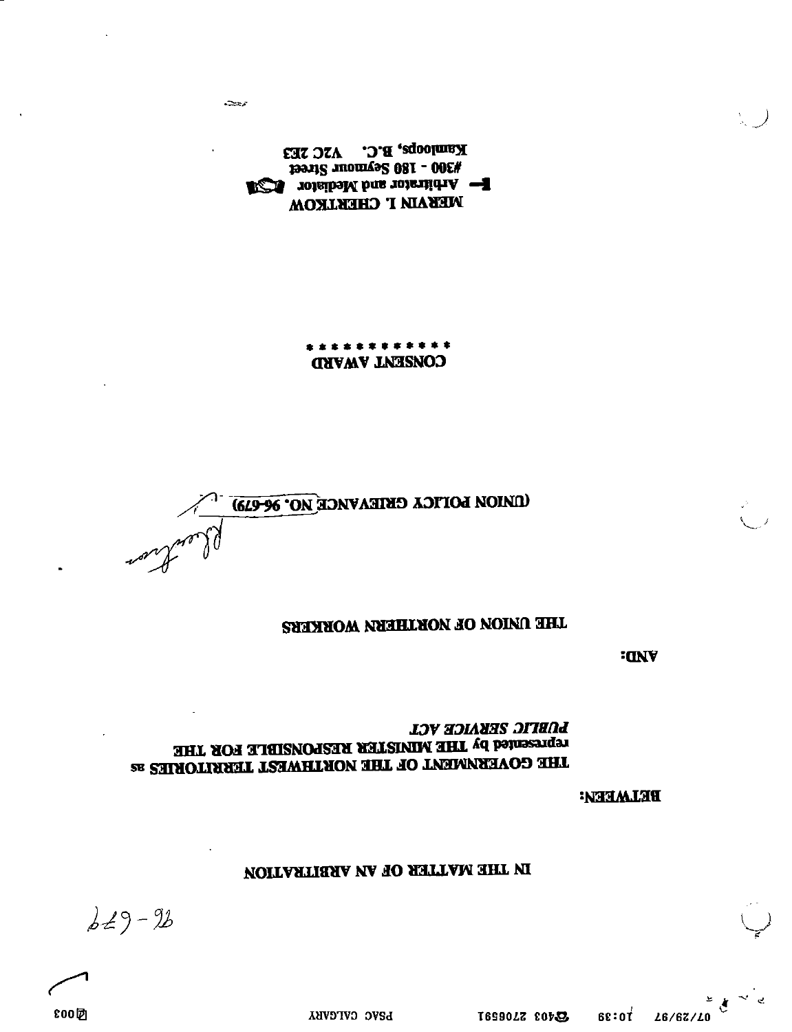96-679

# IN THE MATTER OF AN ARBITRATION

**BETWEEN:**

**THE GOVERNMENT OF THE NORTHWEST TERRITORIES as represented by THE MINISTER RESPONSIBLE FOR THE *PUBLIC SERVICE ACT***

**AND:**

**THE UNION OF NORTHERN WORKERS**

**(UNION POLICY GRIEVANCE NO. 96-679)**

## CONSENT AWARD

\* \* \* \* \* \* \* \* \* \* \* \*

**MERVIN I. CHERTKOW**
Arbitrator and Mediator
#300 - 180 Seymour Street
Kamloops, B.C. V2C 2E3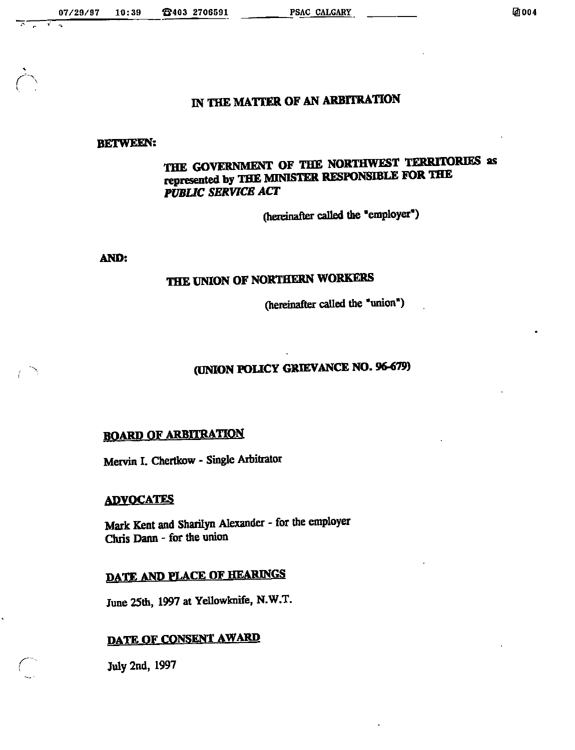# IN THE MATTER OF AN ARBITRATION

**BETWEEN:**

**THE GOVERNMENT OF THE NORTHWEST TERRITORIES as represented by THE MINISTER RESPONSIBLE FOR THE *PUBLIC SERVICE ACT***

(hereinafter called the "employer")

**AND:**

**THE UNION OF NORTHERN WORKERS**

(hereinafter called the "union")

**(UNION POLICY GRIEVANCE NO. 96-679)**

## BOARD OF ARBITRATION

Mervin I. Chertkow - Single Arbitrator

## ADVOCATES

Mark Kent and Sharilyn Alexander - for the employer
Chris Dann - for the union

## DATE AND PLACE OF HEARINGS

June 25th, 1997 at Yellowknife, N.W.T.

## DATE OF CONSENT AWARD

July 2nd, 1997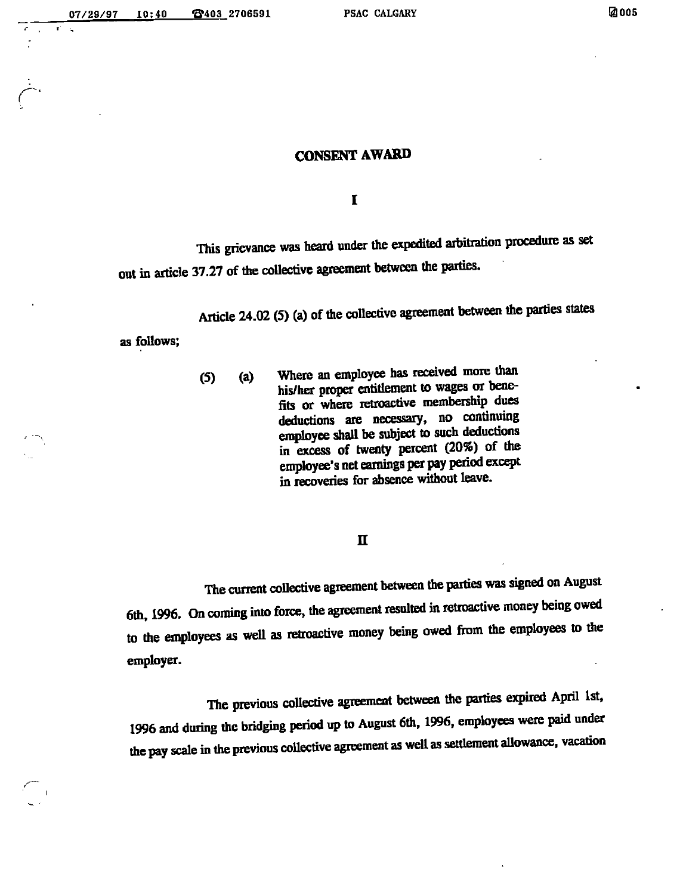# CONSENT AWARD

## I

This grievance was heard under the expedited arbitration procedure as set out in article 37.27 of the collective agreement between the parties.

Article 24.02 (5) (a) of the collective agreement between the parties states as follows;

> (5) (a) Where an employee has received more than his/her proper entitlement to wages or benefits or where retroactive membership dues deductions are necessary, no continuing employee shall be subject to such deductions in excess of twenty percent (20%) of the employee's net earnings per pay period except in recoveries for absence without leave.

## II

The current collective agreement between the parties was signed on August 6th, 1996. On coming into force, the agreement resulted in retroactive money being owed to the employees as well as retroactive money being owed from the employees to the employer.

The previous collective agreement between the parties expired April 1st, 1996 and during the bridging period up to August 6th, 1996, employees were paid under the pay scale in the previous collective agreement as well as settlement allowance, vacation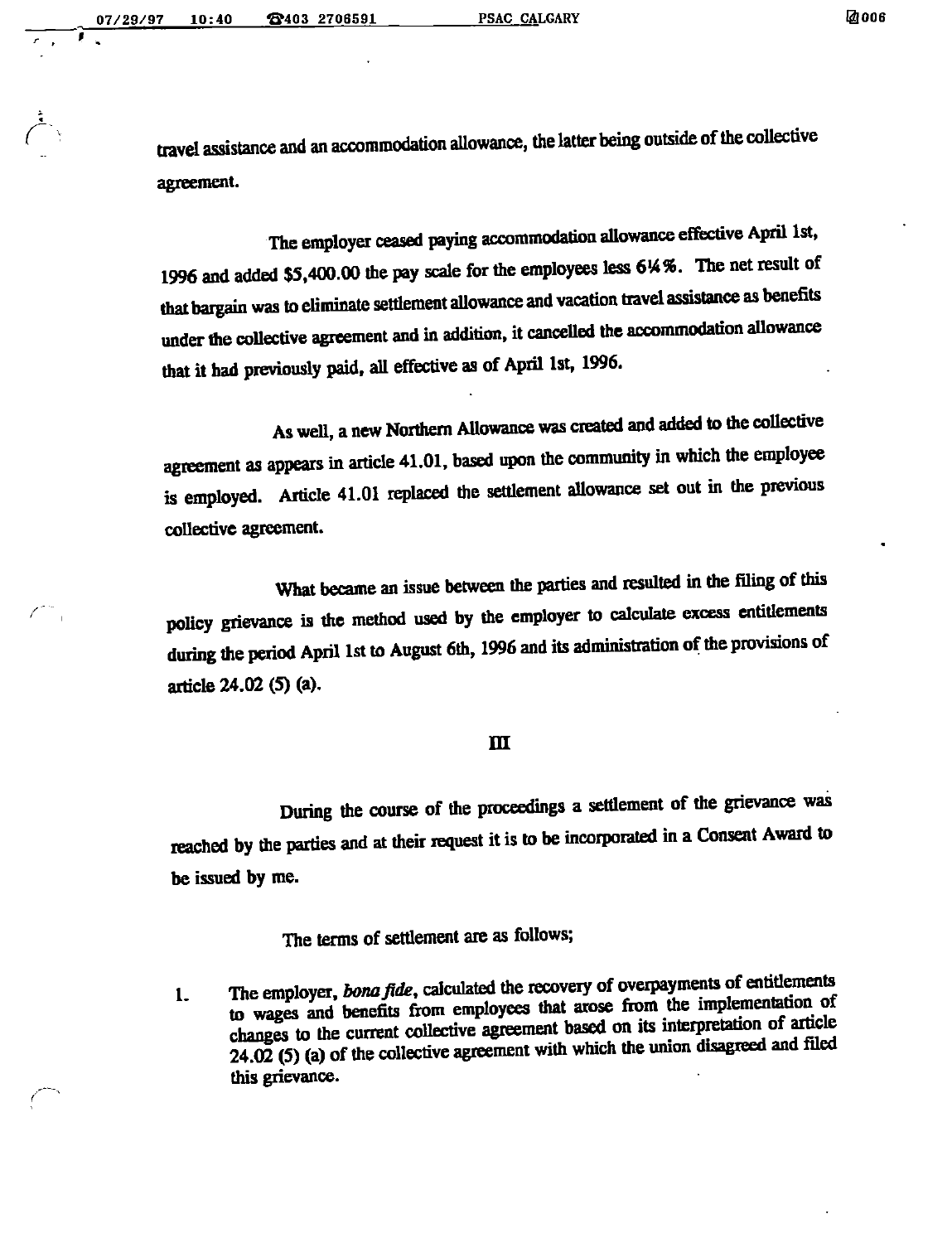travel assistance and an accommodation allowance, the latter being outside of the collective agreement.

The employer ceased paying accommodation allowance effective April 1st, 1996 and added $5,400.00 the pay scale for the employees less 6¼%. The net result of that bargain was to eliminate settlement allowance and vacation travel assistance as benefits under the collective agreement and in addition, it cancelled the accommodation allowance that it had previously paid, all effective as of April 1st, 1996.

As well, a new Northern Allowance was created and added to the collective agreement as appears in article 41.01, based upon the community in which the employee is employed. Article 41.01 replaced the settlement allowance set out in the previous collective agreement.

What became an issue between the parties and resulted in the filing of this policy grievance is the method used by the employer to calculate excess entitlements during the period April 1st to August 6th, 1996 and its administration of the provisions of article 24.02 (5) (a).

## III

During the course of the proceedings a settlement of the grievance was reached by the parties and at their request it is to be incorporated in a Consent Award to be issued by me.

The terms of settlement are as follows;

1. The employer, *bona fide*, calculated the recovery of overpayments of entitlements to wages and benefits from employees that arose from the implementation of changes to the current collective agreement based on its interpretation of article 24.02 (5) (a) of the collective agreement with which the union disagreed and filed this grievance.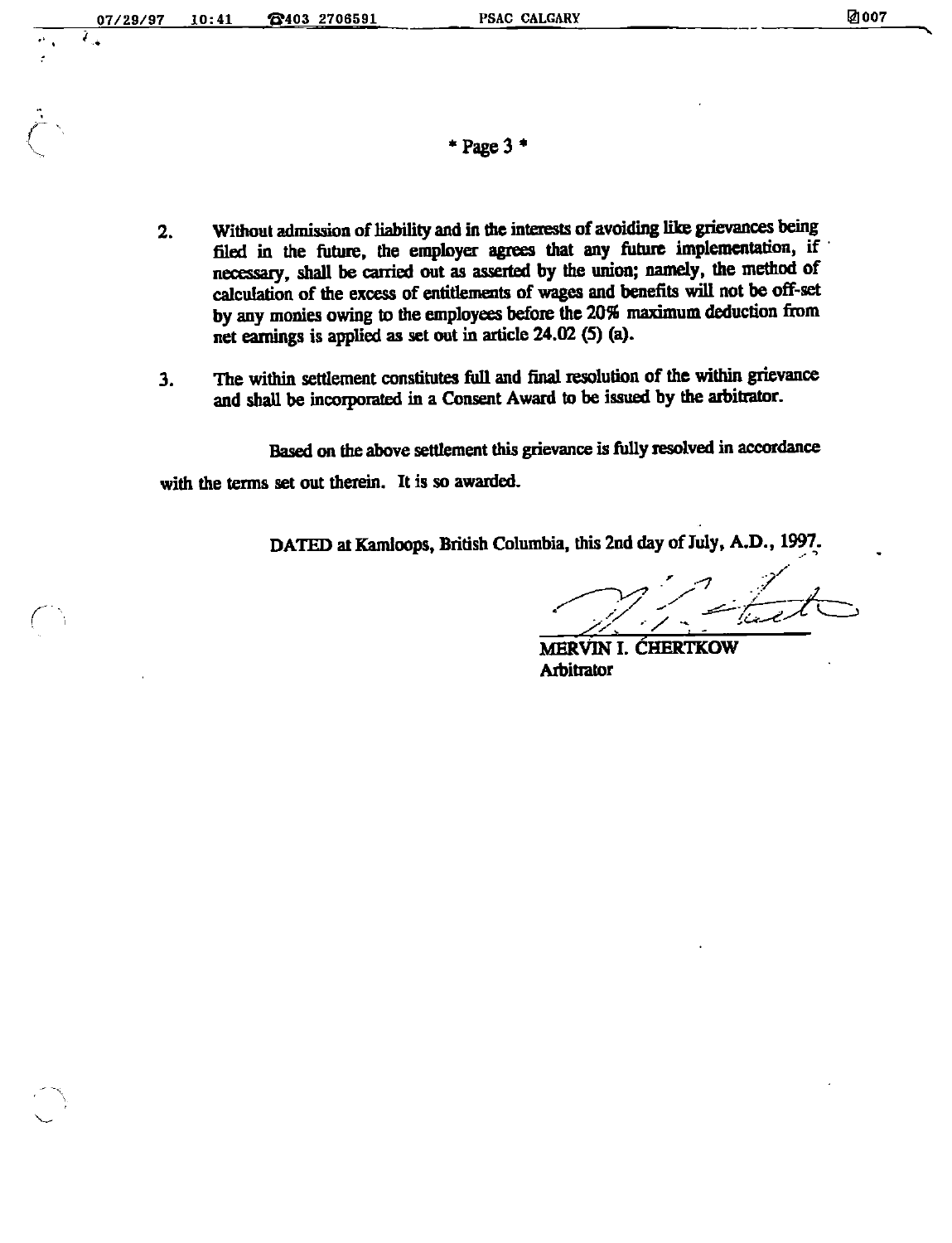2. Without admission of liability and in the interests of avoiding like grievances being filed in the future, the employer agrees that any future implementation, if necessary, shall be carried out as asserted by the union; namely, the method of calculation of the excess of entitlements of wages and benefits will not be off-set by any monies owing to the employees before the 20% maximum deduction from net earnings is applied as set out in article 24.02 (5) (a).

3. The within settlement constitutes full and final resolution of the within grievance and shall be incorporated in a Consent Award to be issued by the arbitrator.

Based on the above settlement this grievance is fully resolved in accordance with the terms set out therein. It is so awarded.

DATED at Kamloops, British Columbia, this 2nd day of July, A.D., 1997.

MERVIN I. CHERTKOW
Arbitrator